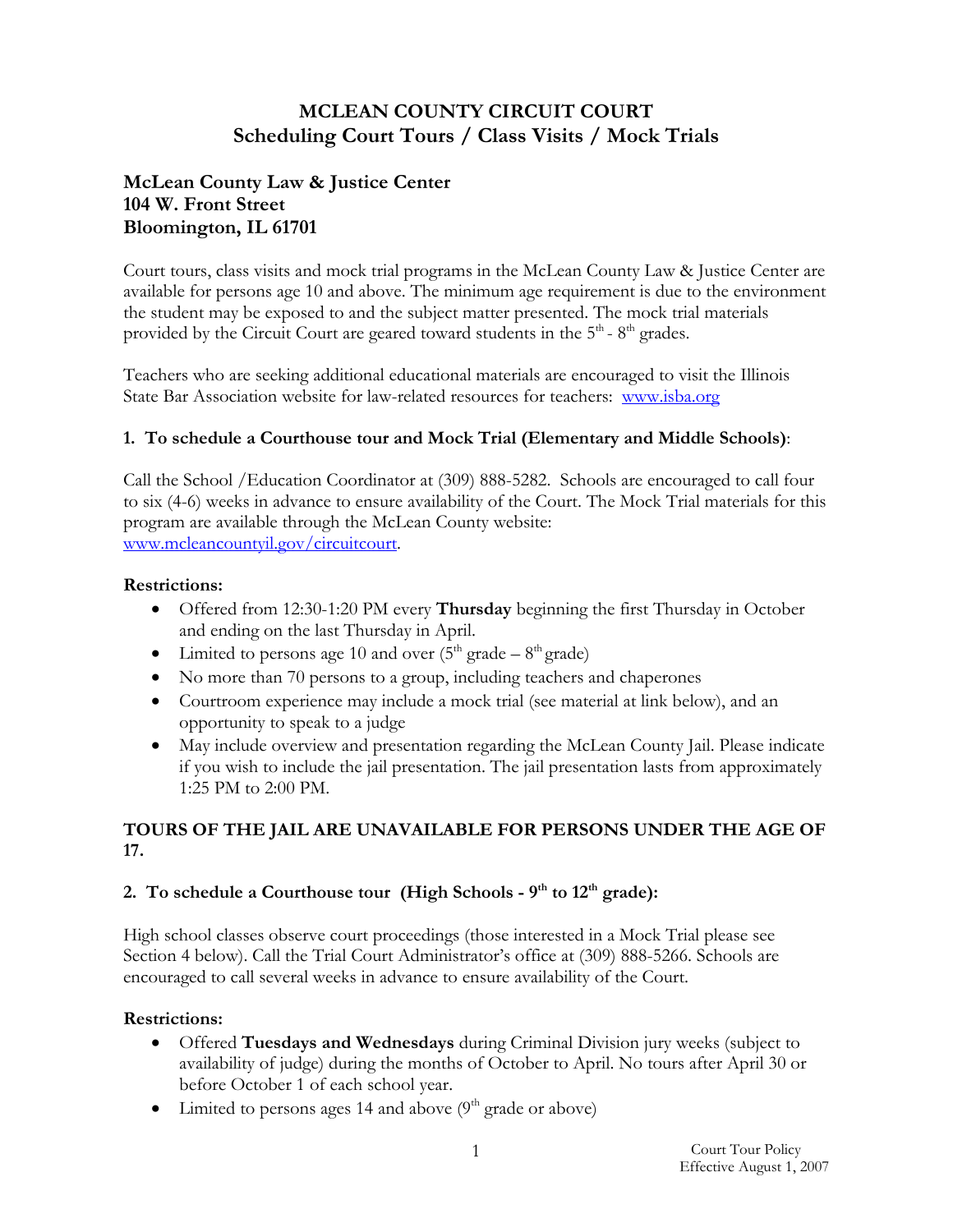# MCLEAN COUNTY CIRCUIT COURT
## Scheduling Court Tours / Class Visits / Mock Trials

### McLean County Law & Justice Center
### 104 W. Front Street
### Bloomington, IL 61701

Court tours, class visits and mock trial programs in the McLean County Law & Justice Center are available for persons age 10 and above. The minimum age requirement is due to the environment the student may be exposed to and the subject matter presented. The mock trial materials provided by the Circuit Court are geared toward students in the 5th - 8th grades.

Teachers who are seeking additional educational materials are encouraged to visit the Illinois State Bar Association website for law-related resources for teachers: www.isba.org

### 1. To schedule a Courthouse tour and Mock Trial (Elementary and Middle Schools):

Call the School /Education Coordinator at (309) 888-5282. Schools are encouraged to call four to six (4-6) weeks in advance to ensure availability of the Court. The Mock Trial materials for this program are available through the McLean County website: www.mcleancountyil.gov/circuitcourt.

**Restrictions:**

- Offered from 12:30-1:20 PM every **Thursday** beginning the first Thursday in October and ending on the last Thursday in April.
- Limited to persons age 10 and over (5th grade – 8th grade)
- No more than 70 persons to a group, including teachers and chaperones
- Courtroom experience may include a mock trial (see material at link below), and an opportunity to speak to a judge
- May include overview and presentation regarding the McLean County Jail. Please indicate if you wish to include the jail presentation. The jail presentation lasts from approximately 1:25 PM to 2:00 PM.

**TOURS OF THE JAIL ARE UNAVAILABLE FOR PERSONS UNDER THE AGE OF 17.**

### 2. To schedule a Courthouse tour (High Schools - 9th to 12th grade):

High school classes observe court proceedings (those interested in a Mock Trial please see Section 4 below). Call the Trial Court Administrator's office at (309) 888-5266. Schools are encouraged to call several weeks in advance to ensure availability of the Court.

**Restrictions:**

- Offered **Tuesdays and Wednesdays** during Criminal Division jury weeks (subject to availability of judge) during the months of October to April. No tours after April 30 or before October 1 of each school year.
- Limited to persons ages 14 and above (9th grade or above)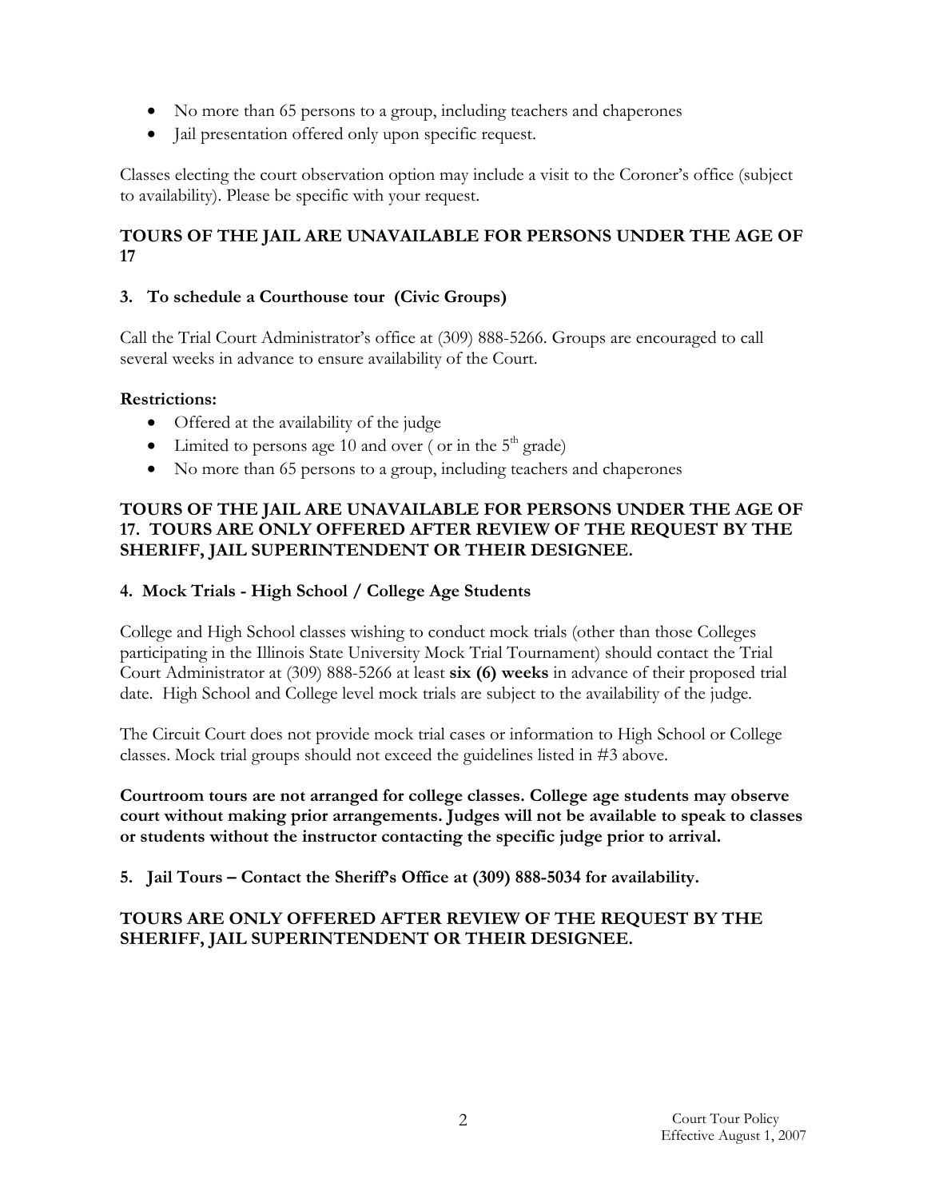- No more than 65 persons to a group, including teachers and chaperones
- Jail presentation offered only upon specific request.

Classes electing the court observation option may include a visit to the Coroner's office (subject to availability). Please be specific with your request.

**TOURS OF THE JAIL ARE UNAVAILABLE FOR PERSONS UNDER THE AGE OF 17**

### 3. To schedule a Courthouse tour (Civic Groups)

Call the Trial Court Administrator's office at (309) 888-5266. Groups are encouraged to call several weeks in advance to ensure availability of the Court.

**Restrictions:**

- Offered at the availability of the judge
- Limited to persons age 10 and over ( or in the 5th grade)
- No more than 65 persons to a group, including teachers and chaperones

**TOURS OF THE JAIL ARE UNAVAILABLE FOR PERSONS UNDER THE AGE OF 17. TOURS ARE ONLY OFFERED AFTER REVIEW OF THE REQUEST BY THE SHERIFF, JAIL SUPERINTENDENT OR THEIR DESIGNEE.**

### 4. Mock Trials - High School / College Age Students

College and High School classes wishing to conduct mock trials (other than those Colleges participating in the Illinois State University Mock Trial Tournament) should contact the Trial Court Administrator at (309) 888-5266 at least **six (6) weeks** in advance of their proposed trial date. High School and College level mock trials are subject to the availability of the judge.

The Circuit Court does not provide mock trial cases or information to High School or College classes. Mock trial groups should not exceed the guidelines listed in #3 above.

**Courtroom tours are not arranged for college classes. College age students may observe court without making prior arrangements. Judges will not be available to speak to classes or students without the instructor contacting the specific judge prior to arrival.**

### 5. Jail Tours – Contact the Sheriff's Office at (309) 888-5034 for availability.

**TOURS ARE ONLY OFFERED AFTER REVIEW OF THE REQUEST BY THE SHERIFF, JAIL SUPERINTENDENT OR THEIR DESIGNEE.**